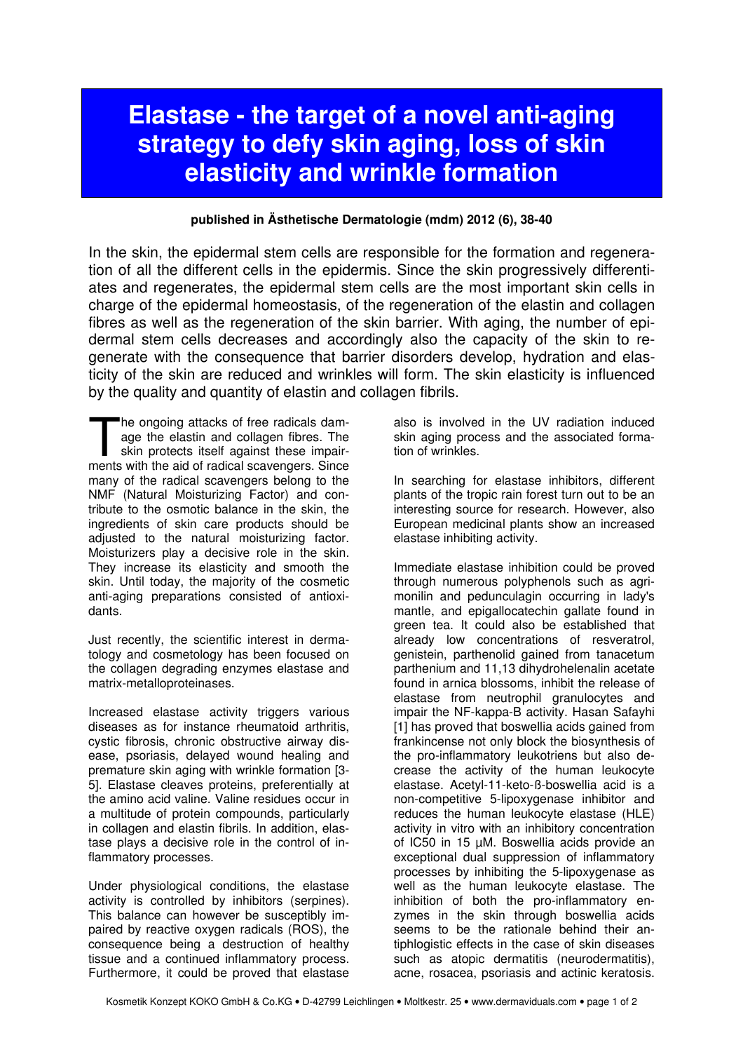# Elastase - the target of a novel anti-aging strategy to defy skin aging, loss of skin elasticity and wrinkle formation

**published in Ästhetische Dermatologie (mdm) 2012 (6), 38-40**

In the skin, the epidermal stem cells are responsible for the formation and regeneration of all the different cells in the epidermis. Since the skin progressively differentiates and regenerates, the epidermal stem cells are the most important skin cells in charge of the epidermal homeostasis, of the regeneration of the elastin and collagen fibres as well as the regeneration of the skin barrier. With aging, the number of epidermal stem cells decreases and accordingly also the capacity of the skin to regenerate with the consequence that barrier disorders develop, hydration and elasticity of the skin are reduced and wrinkles will form. The skin elasticity is influenced by the quality and quantity of elastin and collagen fibrils.

The ongoing attacks of free radicals damage the elastin and collagen fibres. The skin protects itself against these impairments with the aid of radical scavengers. Since many of the radical scavengers belong to the NMF (Natural Moisturizing Factor) and contribute to the osmotic balance in the skin, the ingredients of skin care products should be adjusted to the natural moisturizing factor. Moisturizers play a decisive role in the skin. They increase its elasticity and smooth the skin. Until today, the majority of the cosmetic anti-aging preparations consisted of antioxidants.

Just recently, the scientific interest in dermatology and cosmetology has been focused on the collagen degrading enzymes elastase and matrix-metalloproteinases.

Increased elastase activity triggers various diseases as for instance rheumatoid arthritis, cystic fibrosis, chronic obstructive airway disease, psoriasis, delayed wound healing and premature skin aging with wrinkle formation [3-5]. Elastase cleaves proteins, preferentially at the amino acid valine. Valine residues occur in a multitude of protein compounds, particularly in collagen and elastin fibrils. In addition, elastase plays a decisive role in the control of inflammatory processes.

Under physiological conditions, the elastase activity is controlled by inhibitors (serpines). This balance can however be susceptibly impaired by reactive oxygen radicals (ROS), the consequence being a destruction of healthy tissue and a continued inflammatory process. Furthermore, it could be proved that elastase also is involved in the UV radiation induced skin aging process and the associated formation of wrinkles.

In searching for elastase inhibitors, different plants of the tropic rain forest turn out to be an interesting source for research. However, also European medicinal plants show an increased elastase inhibiting activity.

Immediate elastase inhibition could be proved through numerous polyphenols such as agrimonilin and pedunculagin occurring in lady's mantle, and epigallocatechin gallate found in green tea. It could also be established that already low concentrations of resveratrol, genistein, parthenolid gained from tanacetum parthenium and 11,13 dihydrohelenalin acetate found in arnica blossoms, inhibit the release of elastase from neutrophil granulocytes and impair the NF-kappa-B activity. Hasan Safayhi [1] has proved that boswellia acids gained from frankincense not only block the biosynthesis of the pro-inflammatory leukotriens but also decrease the activity of the human leukocyte elastase. Acetyl-11-keto-ß-boswellia acid is a non-competitive 5-lipoxygenase inhibitor and reduces the human leukocyte elastase (HLE) activity in vitro with an inhibitory concentration of IC50 in 15 µM. Boswellia acids provide an exceptional dual suppression of inflammatory processes by inhibiting the 5-lipoxygenase as well as the human leukocyte elastase. The inhibition of both the pro-inflammatory enzymes in the skin through boswellia acids seems to be the rationale behind their antiphlogistic effects in the case of skin diseases such as atopic dermatitis (neurodermatitis), acne, rosacea, psoriasis and actinic keratosis.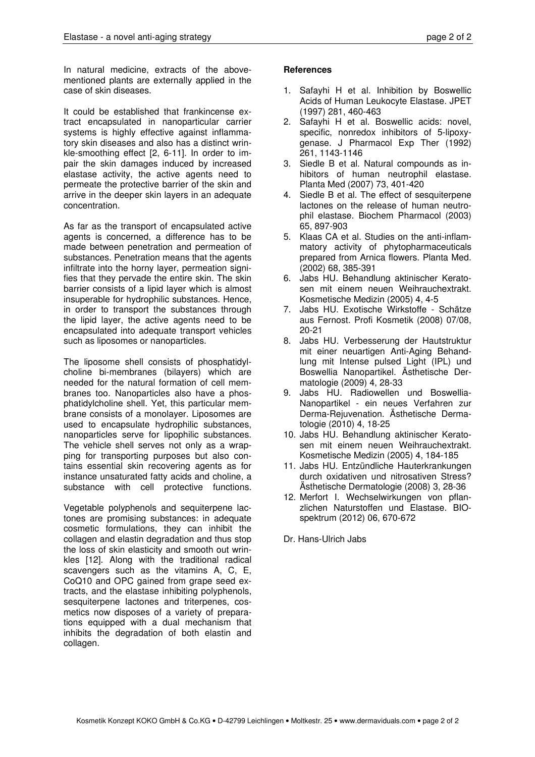In natural medicine, extracts of the above-mentioned plants are externally applied in the case of skin diseases.

It could be established that frankincense extract encapsulated in nanoparticular carrier systems is highly effective against inflammatory skin diseases and also has a distinct wrinkle-smoothing effect [2, 6-11]. In order to impair the skin damages induced by increased elastase activity, the active agents need to permeate the protective barrier of the skin and arrive in the deeper skin layers in an adequate concentration.

As far as the transport of encapsulated active agents is concerned, a difference has to be made between penetration and permeation of substances. Penetration means that the agents infiltrate into the horny layer, permeation signifies that they pervade the entire skin. The skin barrier consists of a lipid layer which is almost insuperable for hydrophilic substances. Hence, in order to transport the substances through the lipid layer, the active agents need to be encapsulated into adequate transport vehicles such as liposomes or nanoparticles.

The liposome shell consists of phosphatidylcholine bi-membranes (bilayers) which are needed for the natural formation of cell membranes too. Nanoparticles also have a phosphatidylcholine shell. Yet, this particular membrane consists of a monolayer. Liposomes are used to encapsulate hydrophilic substances, nanoparticles serve for lipophilic substances. The vehicle shell serves not only as a wrapping for transporting purposes but also contains essential skin recovering agents as for instance unsaturated fatty acids and choline, a substance with cell protective functions.

Vegetable polyphenols and sequiterpene lactones are promising substances: in adequate cosmetic formulations, they can inhibit the collagen and elastin degradation and thus stop the loss of skin elasticity and smooth out wrinkles [12]. Along with the traditional radical scavengers such as the vitamins A, C, E, CoQ10 and OPC gained from grape seed extracts, and the elastase inhibiting polyphenols, sesquiterpene lactones and triterpenes, cosmetics now disposes of a variety of preparations equipped with a dual mechanism that inhibits the degradation of both elastin and collagen.

**References**

1. Safayhi H et al. Inhibition by Boswellic Acids of Human Leukocyte Elastase. JPET (1997) 281, 460-463
2. Safayhi H et al. Boswellic acids: novel, specific, nonredox inhibitors of 5-lipoxygenase. J Pharmacol Exp Ther (1992) 261, 1143-1146
3. Siedle B et al. Natural compounds as inhibitors of human neutrophil elastase. Planta Med (2007) 73, 401-420
4. Siedle B et al. The effect of sesquiterpene lactones on the release of human neutrophil elastase. Biochem Pharmacol (2003) 65, 897-903
5. Klaas CA et al. Studies on the anti-inflammatory activity of phytopharmaceuticals prepared from Arnica flowers. Planta Med. (2002) 68, 385-391
6. Jabs HU. Behandlung aktinischer Keratosen mit einem neuen Weihrauchextrakt. Kosmetische Medizin (2005) 4, 4-5
7. Jabs HU. Exotische Wirkstoffe - Schätze aus Fernost. Profi Kosmetik (2008) 07/08, 20-21
8. Jabs HU. Verbesserung der Hautstruktur mit einer neuartigen Anti-Aging Behandlung mit Intense pulsed Light (IPL) und Boswellia Nanopartikel. Ästhetische Dermatologie (2009) 4, 28-33
9. Jabs HU. Radiowellen und Boswellia-Nanopartikel - ein neues Verfahren zur Derma-Rejuvenation. Ästhetische Dermatologie (2010) 4, 18-25
10. Jabs HU. Behandlung aktinischer Keratosen mit einem neuen Weihrauchextrakt. Kosmetische Medizin (2005) 4, 184-185
11. Jabs HU. Entzündliche Hauterkrankungen durch oxidativen und nitrosativen Stress? Ästhetische Dermatologie (2008) 3, 28-36
12. Merfort I. Wechselwirkungen von pflanzlichen Naturstoffen und Elastase. BIOspektrum (2012) 06, 670-672

Dr. Hans-Ulrich Jabs